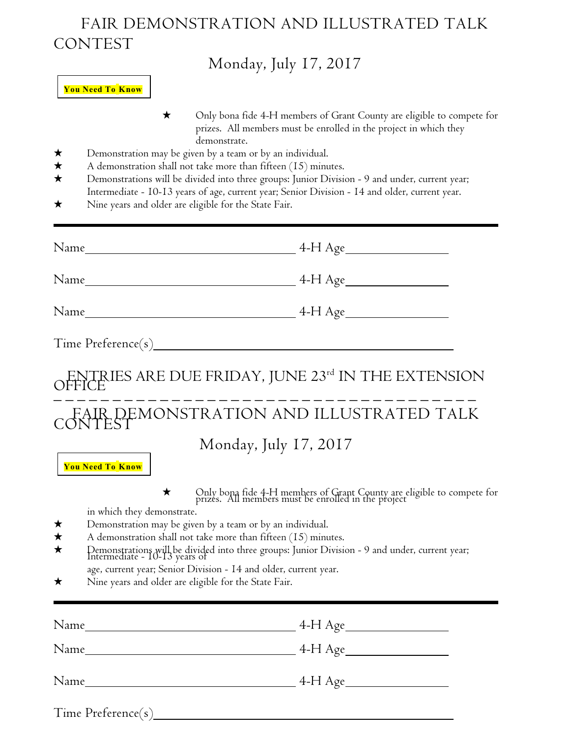# FAIR DEMONSTRATION AND ILLUSTRATED TALK CONTEST

## Monday, July 17, 2017

**You Need To Know**

- ★ Only bona fide 4-H members of Grant County are eligible to compete for prizes. All members must be enrolled in the project in which they demonstrate.
- ★ Demonstration may be given by a team or by an individual.
- ★ A demonstration shall not take more than fifteen (15) minutes.
- ★ Demonstrations will be divided into three groups: Junior Division - 9 and under, current year; Intermediate - 10-13 years of age, current year; Senior Division - 14 and older, current year.
- ★ Nine years and older are eligible for the State Fair.

---

Name\_\_\_\_\_\_\_\_\_\_\_\_\_\_\_\_\_\_\_\_\_\_\_\_\_\_\_\_\_\_\_\_ 4-H Age\_\_\_\_\_\_\_\_\_\_\_\_

Name\_\_\_\_\_\_\_\_\_\_\_\_\_\_\_\_\_\_\_\_\_\_\_\_\_\_\_\_\_\_\_\_ 4-H Age\_\_\_\_\_\_\_\_\_\_\_\_

Name\_\_\_\_\_\_\_\_\_\_\_\_\_\_\_\_\_\_\_\_\_\_\_\_\_\_\_\_\_\_\_\_ 4-H Age\_\_\_\_\_\_\_\_\_\_\_\_

Time Preference(s)\_\_\_\_\_\_\_\_\_\_\_\_\_\_\_\_\_\_\_\_\_\_\_\_\_\_\_\_\_\_\_\_\_\_\_\_\_\_

ENTRIES ARE DUE FRIDAY, JUNE 23rd IN THE EXTENSION OFFICE

- - - - - - - - - - - - - - - - - - - - - - - - - - - - - - - - - - - - - - - -

# FAIR DEMONSTRATION AND ILLUSTRATED TALK CONTEST

## Monday, July 17, 2017

**You Need To Know**

- ★ Only bona fide 4-H members of Grant County are eligible to compete for prizes. All members must be enrolled in the project in which they demonstrate.
- ★ Demonstration may be given by a team or by an individual.
- ★ A demonstration shall not take more than fifteen (15) minutes.
- ★ Demonstrations will be divided into three groups: Junior Division - 9 and under, current year; Intermediate - 10-13 years of age, current year; Senior Division - 14 and older, current year.
- ★ Nine years and older are eligible for the State Fair.

---

Name\_\_\_\_\_\_\_\_\_\_\_\_\_\_\_\_\_\_\_\_\_\_\_\_\_\_\_\_\_\_\_\_ 4-H Age\_\_\_\_\_\_\_\_\_\_\_\_

Name\_\_\_\_\_\_\_\_\_\_\_\_\_\_\_\_\_\_\_\_\_\_\_\_\_\_\_\_\_\_\_\_ 4-H Age\_\_\_\_\_\_\_\_\_\_\_\_

Name\_\_\_\_\_\_\_\_\_\_\_\_\_\_\_\_\_\_\_\_\_\_\_\_\_\_\_\_\_\_\_\_ 4-H Age\_\_\_\_\_\_\_\_\_\_\_\_

Time Preference(s)\_\_\_\_\_\_\_\_\_\_\_\_\_\_\_\_\_\_\_\_\_\_\_\_\_\_\_\_\_\_\_\_\_\_\_\_\_\_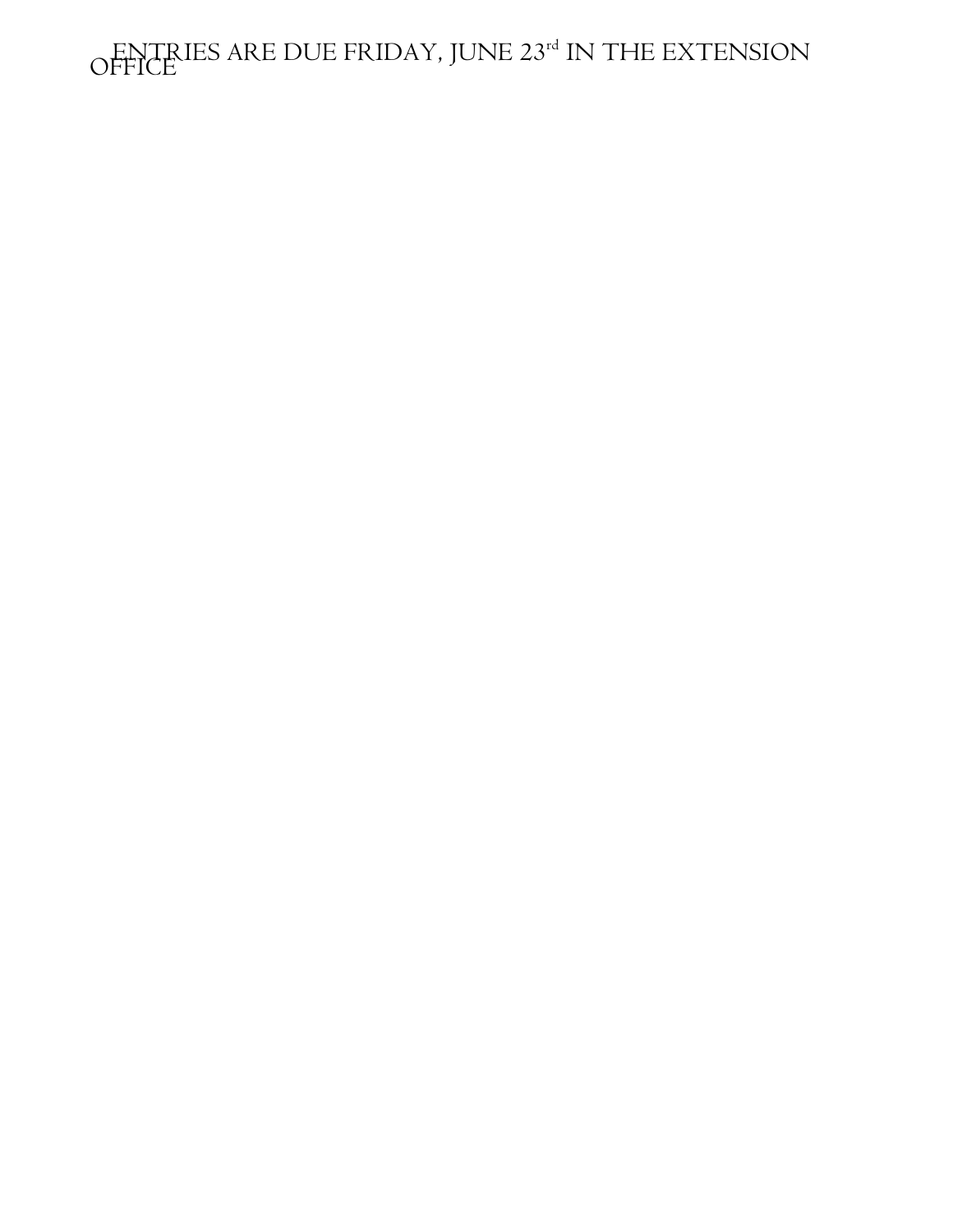ENTRIES ARE DUE FRIDAY, JUNE 23rd IN THE EXTENSION OFFICE